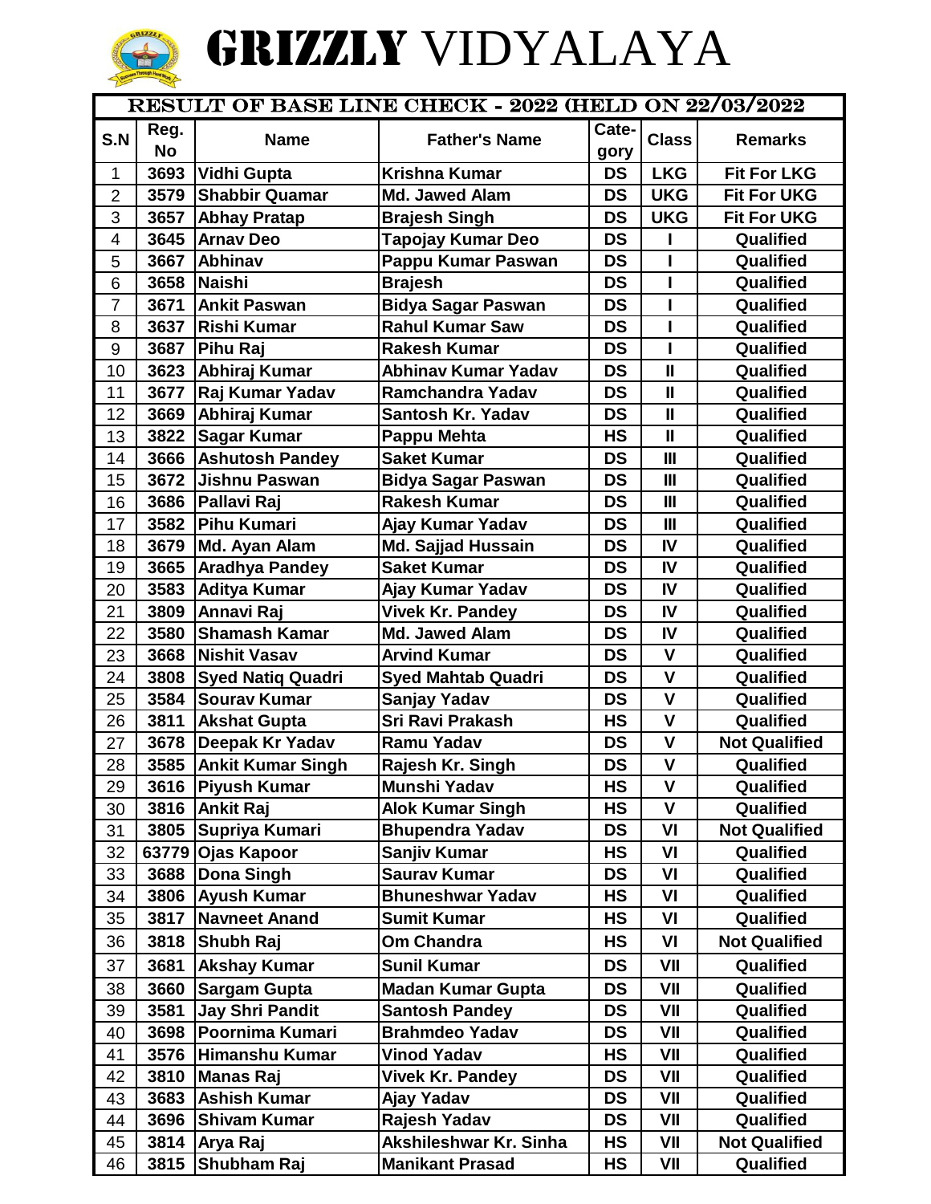# GRIZZLY VIDYALAYA

## RESULT OF BASE LINE CHECK - 2022 (HELD ON 22/03/2022

| S.N | Reg. No | Name | Father's Name | Cate-gory | Class | Remarks |
|---|---|---|---|---|---|---|
| 1 | 3693 | Vidhi Gupta | Krishna Kumar | DS | LKG | Fit For LKG |
| 2 | 3579 | Shabbir Quamar | Md. Jawed Alam | DS | UKG | Fit For UKG |
| 3 | 3657 | Abhay Pratap | Brajesh Singh | DS | UKG | Fit For UKG |
| 4 | 3645 | Arnav Deo | Tapojay Kumar Deo | DS | I | Qualified |
| 5 | 3667 | Abhinav | Pappu Kumar Paswan | DS | I | Qualified |
| 6 | 3658 | Naishi | Brajesh | DS | I | Qualified |
| 7 | 3671 | Ankit Paswan | Bidya Sagar Paswan | DS | I | Qualified |
| 8 | 3637 | Rishi Kumar | Rahul Kumar Saw | DS | I | Qualified |
| 9 | 3687 | Pihu Raj | Rakesh Kumar | DS | I | Qualified |
| 10 | 3623 | Abhiraj Kumar | Abhinav Kumar Yadav | DS | II | Qualified |
| 11 | 3677 | Raj Kumar Yadav | Ramchandra Yadav | DS | II | Qualified |
| 12 | 3669 | Abhiraj Kumar | Santosh Kr. Yadav | DS | II | Qualified |
| 13 | 3822 | Sagar Kumar | Pappu Mehta | HS | II | Qualified |
| 14 | 3666 | Ashutosh Pandey | Saket Kumar | DS | III | Qualified |
| 15 | 3672 | Jishnu Paswan | Bidya Sagar Paswan | DS | III | Qualified |
| 16 | 3686 | Pallavi Raj | Rakesh Kumar | DS | III | Qualified |
| 17 | 3582 | Pihu Kumari | Ajay Kumar Yadav | DS | III | Qualified |
| 18 | 3679 | Md. Ayan Alam | Md. Sajjad Hussain | DS | IV | Qualified |
| 19 | 3665 | Aradhya Pandey | Saket Kumar | DS | IV | Qualified |
| 20 | 3583 | Aditya Kumar | Ajay Kumar Yadav | DS | IV | Qualified |
| 21 | 3809 | Annavi Raj | Vivek Kr. Pandey | DS | IV | Qualified |
| 22 | 3580 | Shamash Kamar | Md. Jawed Alam | DS | IV | Qualified |
| 23 | 3668 | Nishit Vasav | Arvind Kumar | DS | V | Qualified |
| 24 | 3808 | Syed Natiq Quadri | Syed Mahtab Quadri | DS | V | Qualified |
| 25 | 3584 | Sourav Kumar | Sanjay Yadav | DS | V | Qualified |
| 26 | 3811 | Akshat Gupta | Sri Ravi Prakash | HS | V | Qualified |
| 27 | 3678 | Deepak Kr Yadav | Ramu Yadav | DS | V | Not Qualified |
| 28 | 3585 | Ankit Kumar Singh | Rajesh Kr. Singh | DS | V | Qualified |
| 29 | 3616 | Piyush Kumar | Munshi Yadav | HS | V | Qualified |
| 30 | 3816 | Ankit Raj | Alok Kumar Singh | HS | V | Qualified |
| 31 | 3805 | Supriya Kumari | Bhupendra Yadav | DS | VI | Not Qualified |
| 32 | 63779 | Ojas Kapoor | Sanjiv Kumar | HS | VI | Qualified |
| 33 | 3688 | Dona Singh | Saurav Kumar | DS | VI | Qualified |
| 34 | 3806 | Ayush Kumar | Bhuneshwar Yadav | HS | VI | Qualified |
| 35 | 3817 | Navneet Anand | Sumit Kumar | HS | VI | Qualified |
| 36 | 3818 | Shubh Raj | Om Chandra | HS | VI | Not Qualified |
| 37 | 3681 | Akshay Kumar | Sunil Kumar | DS | VII | Qualified |
| 38 | 3660 | Sargam Gupta | Madan Kumar Gupta | DS | VII | Qualified |
| 39 | 3581 | Jay Shri Pandit | Santosh Pandey | DS | VII | Qualified |
| 40 | 3698 | Poornima Kumari | Brahmdeo Yadav | DS | VII | Qualified |
| 41 | 3576 | Himanshu Kumar | Vinod Yadav | HS | VII | Qualified |
| 42 | 3810 | Manas Raj | Vivek Kr. Pandey | DS | VII | Qualified |
| 43 | 3683 | Ashish Kumar | Ajay Yadav | DS | VII | Qualified |
| 44 | 3696 | Shivam Kumar | Rajesh Yadav | DS | VII | Qualified |
| 45 | 3814 | Arya Raj | Akshileshwar Kr. Sinha | HS | VII | Not Qualified |
| 46 | 3815 | Shubham Raj | Manikant Prasad | HS | VII | Qualified |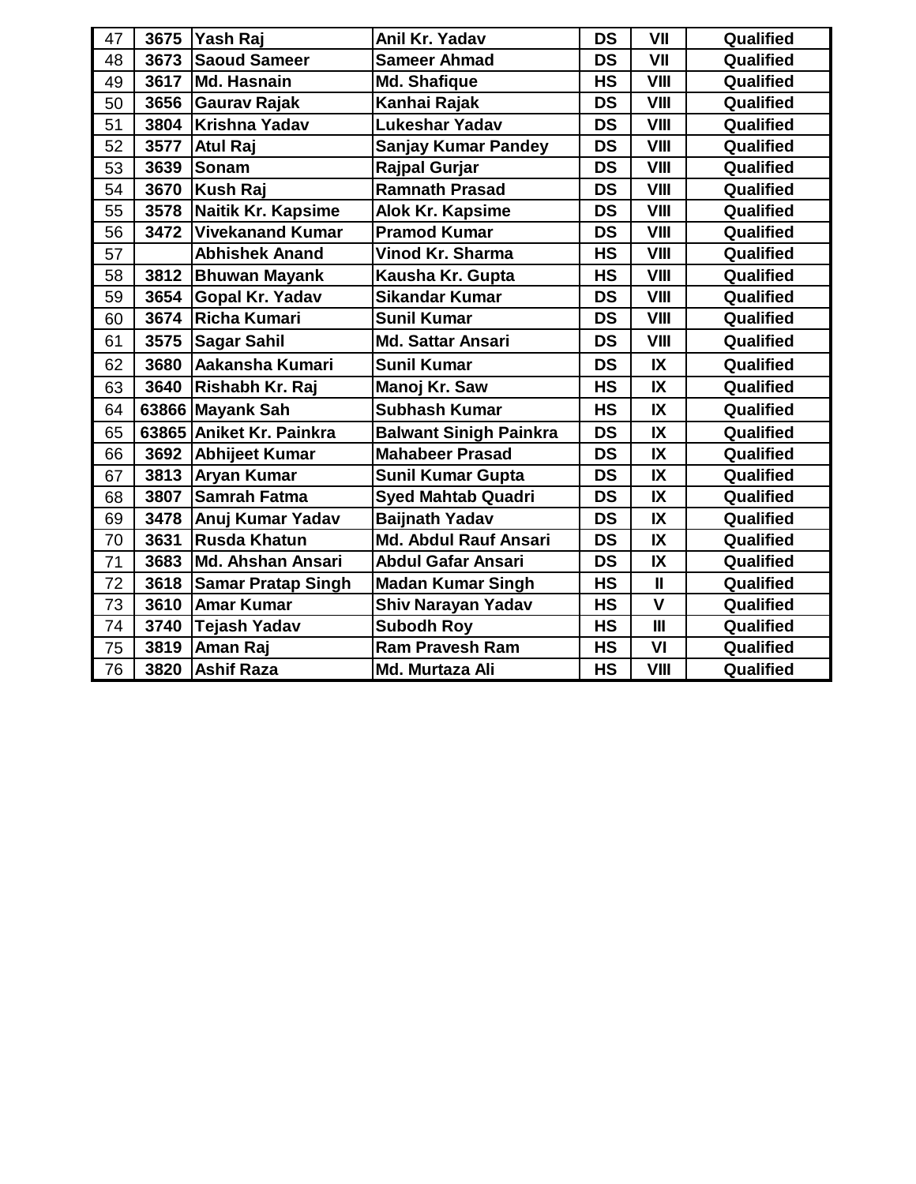| | | | | | | |
|---|---|---|---|---|---|---|
| 47 | 3675 | Yash Raj | Anil Kr. Yadav | DS | VII | Qualified |
| 48 | 3673 | Saoud Sameer | Sameer Ahmad | DS | VII | Qualified |
| 49 | 3617 | Md. Hasnain | Md. Shafique | HS | VIII | Qualified |
| 50 | 3656 | Gaurav Rajak | Kanhai Rajak | DS | VIII | Qualified |
| 51 | 3804 | Krishna Yadav | Lukeshar Yadav | DS | VIII | Qualified |
| 52 | 3577 | Atul Raj | Sanjay Kumar Pandey | DS | VIII | Qualified |
| 53 | 3639 | Sonam | Rajpal Gurjar | DS | VIII | Qualified |
| 54 | 3670 | Kush Raj | Ramnath Prasad | DS | VIII | Qualified |
| 55 | 3578 | Naitik Kr. Kapsime | Alok Kr. Kapsime | DS | VIII | Qualified |
| 56 | 3472 | Vivekanand Kumar | Pramod Kumar | DS | VIII | Qualified |
| 57 | | Abhishek Anand | Vinod Kr. Sharma | HS | VIII | Qualified |
| 58 | 3812 | Bhuwan Mayank | Kausha Kr. Gupta | HS | VIII | Qualified |
| 59 | 3654 | Gopal Kr. Yadav | Sikandar Kumar | DS | VIII | Qualified |
| 60 | 3674 | Richa Kumari | Sunil Kumar | DS | VIII | Qualified |
| 61 | 3575 | Sagar Sahil | Md. Sattar Ansari | DS | VIII | Qualified |
| 62 | 3680 | Aakansha Kumari | Sunil Kumar | DS | IX | Qualified |
| 63 | 3640 | Rishabh Kr. Raj | Manoj Kr. Saw | HS | IX | Qualified |
| 64 | 63866 | Mayank Sah | Subhash Kumar | HS | IX | Qualified |
| 65 | 63865 | Aniket Kr. Painkra | Balwant Sinigh Painkra | DS | IX | Qualified |
| 66 | 3692 | Abhijeet Kumar | Mahabeer Prasad | DS | IX | Qualified |
| 67 | 3813 | Aryan Kumar | Sunil Kumar Gupta | DS | IX | Qualified |
| 68 | 3807 | Samrah Fatma | Syed Mahtab Quadri | DS | IX | Qualified |
| 69 | 3478 | Anuj Kumar Yadav | Baijnath Yadav | DS | IX | Qualified |
| 70 | 3631 | Rusda Khatun | Md. Abdul Rauf Ansari | DS | IX | Qualified |
| 71 | 3683 | Md. Ahshan Ansari | Abdul Gafar Ansari | DS | IX | Qualified |
| 72 | 3618 | Samar Pratap Singh | Madan Kumar Singh | HS | II | Qualified |
| 73 | 3610 | Amar Kumar | Shiv Narayan Yadav | HS | V | Qualified |
| 74 | 3740 | Tejash Yadav | Subodh Roy | HS | III | Qualified |
| 75 | 3819 | Aman Raj | Ram Pravesh Ram | HS | VI | Qualified |
| 76 | 3820 | Ashif Raza | Md. Murtaza Ali | HS | VIII | Qualified |